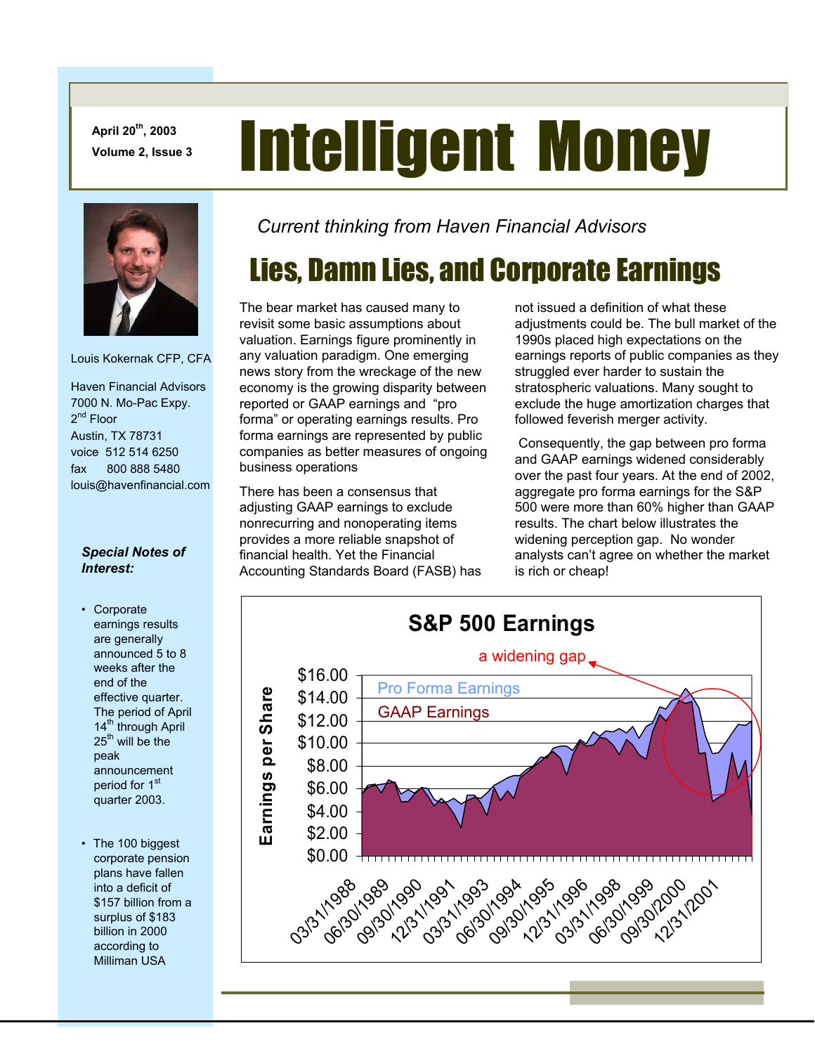April 20th, 2003
Volume 2, Issue 3

# Intelligent Money

Louis Kokernak CFP, CFA

Haven Financial Advisors
7000 N. Mo-Pac Expy.
2nd Floor
Austin, TX 78731
voice 512 514 6250
fax 800 888 5480
louis@havenfinancial.com

***Special Notes of Interest:***

- Corporate earnings results are generally announced 5 to 8 weeks after the end of the effective quarter. The period of April 14th through April 25th will be the peak announcement period for 1st quarter 2003.
- The 100 biggest corporate pension plans have fallen into a deficit of $157 billion from a surplus of $183 billion in 2000 according to Milliman USA

*Current thinking from Haven Financial Advisors*

## Lies, Damn Lies, and Corporate Earnings

The bear market has caused many to revisit some basic assumptions about valuation. Earnings figure prominently in any valuation paradigm. One emerging news story from the wreckage of the new economy is the growing disparity between reported or GAAP earnings and "pro forma" or operating earnings results. Pro forma earnings are represented by public companies as better measures of ongoing business operations

There has been a consensus that adjusting GAAP earnings to exclude nonrecurring and nonoperating items provides a more reliable snapshot of financial health. Yet the Financial Accounting Standards Board (FASB) has not issued a definition of what these adjustments could be. The bull market of the 1990s placed high expectations on the earnings reports of public companies as they struggled ever harder to sustain the stratospheric valuations. Many sought to exclude the huge amortization charges that followed feverish merger activity.

Consequently, the gap between pro forma and GAAP earnings widened considerably over the past four years. At the end of 2002, aggregate pro forma earnings for the S&P 500 were more than 60% higher than GAAP results. The chart below illustrates the widening perception gap. No wonder analysts can't agree on whether the market is rich or cheap!

**S&P 500 Earnings**

a widening gap

Pro Forma Earnings
GAAP Earnings

Earnings per Share: $0.00 – $16.00

03/31/1988, 06/30/1989, 09/30/1990, 12/31/1991, 03/31/1993, 06/30/1994, 09/30/1995, 12/31/1996, 03/31/1998, 06/30/1999, 09/30/2000, 12/31/2001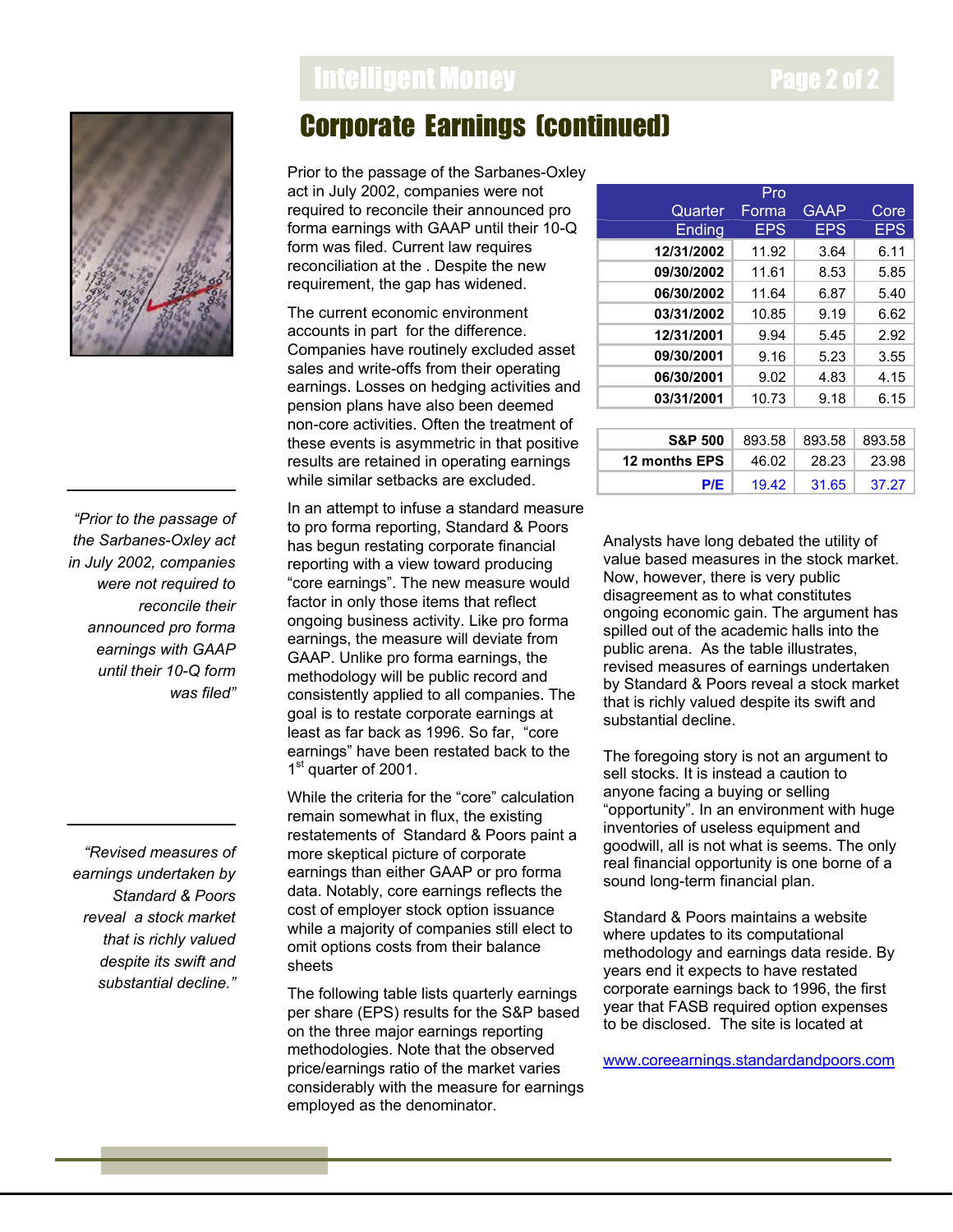# Corporate Earnings (continued)

Prior to the passage of the Sarbanes-Oxley act in July 2002, companies were not required to reconcile their announced pro forma earnings with GAAP until their 10-Q form was filed. Current law requires reconciliation at the . Despite the new requirement, the gap has widened.

The current economic environment accounts in part for the difference. Companies have routinely excluded asset sales and write-offs from their operating earnings. Losses on hedging activities and pension plans have also been deemed non-core activities. Often the treatment of these events is asymmetric in that positive results are retained in operating earnings while similar setbacks are excluded.

*"Prior to the passage of the Sarbanes-Oxley act in July 2002, companies were not required to reconcile their announced pro forma earnings with GAAP until their 10-Q form was filed"*

In an attempt to infuse a standard measure to pro forma reporting, Standard & Poors has begun restating corporate financial reporting with a view toward producing "core earnings". The new measure would factor in only those items that reflect ongoing business activity. Like pro forma earnings, the measure will deviate from GAAP. Unlike pro forma earnings, the methodology will be public record and consistently applied to all companies. The goal is to restate corporate earnings at least as far back as 1996. So far, "core earnings" have been restated back to the 1st quarter of 2001.

While the criteria for the "core" calculation remain somewhat in flux, the existing restatements of Standard & Poors paint a more skeptical picture of corporate earnings than either GAAP or pro forma data. Notably, core earnings reflects the cost of employer stock option issuance while a majority of companies still elect to omit options costs from their balance sheets

*"Revised measures of earnings undertaken by Standard & Poors reveal a stock market that is richly valued despite its swift and substantial decline."*

The following table lists quarterly earnings per share (EPS) results for the S&P based on the three major earnings reporting methodologies. Note that the observed price/earnings ratio of the market varies considerably with the measure for earnings employed as the denominator.

| Quarter Ending | Pro Forma EPS | GAAP EPS | Core EPS |
|---|---|---|---|
| 12/31/2002 | 11.92 | 3.64 | 6.11 |
| 09/30/2002 | 11.61 | 8.53 | 5.85 |
| 06/30/2002 | 11.64 | 6.87 | 5.40 |
| 03/31/2002 | 10.85 | 9.19 | 6.62 |
| 12/31/2001 | 9.94 | 5.45 | 2.92 |
| 09/30/2001 | 9.16 | 5.23 | 3.55 |
| 06/30/2001 | 9.02 | 4.83 | 4.15 |
| 03/31/2001 | 10.73 | 9.18 | 6.15 |
| S&P 500 | 893.58 | 893.58 | 893.58 |
| 12 months EPS | 46.02 | 28.23 | 23.98 |
| P/E | 19.42 | 31.65 | 37.27 |

Analysts have long debated the utility of value based measures in the stock market. Now, however, there is very public disagreement as to what constitutes ongoing economic gain. The argument has spilled out of the academic halls into the public arena. As the table illustrates, revised measures of earnings undertaken by Standard & Poors reveal a stock market that is richly valued despite its swift and substantial decline.

The foregoing story is not an argument to sell stocks. It is instead a caution to anyone facing a buying or selling "opportunity". In an environment with huge inventories of useless equipment and goodwill, all is not what is seems. The only real financial opportunity is one borne of a sound long-term financial plan.

Standard & Poors maintains a website where updates to its computational methodology and earnings data reside. By years end it expects to have restated corporate earnings back to 1996, the first year that FASB required option expenses to be disclosed. The site is located at

www.coreearnings.standardandpoors.com